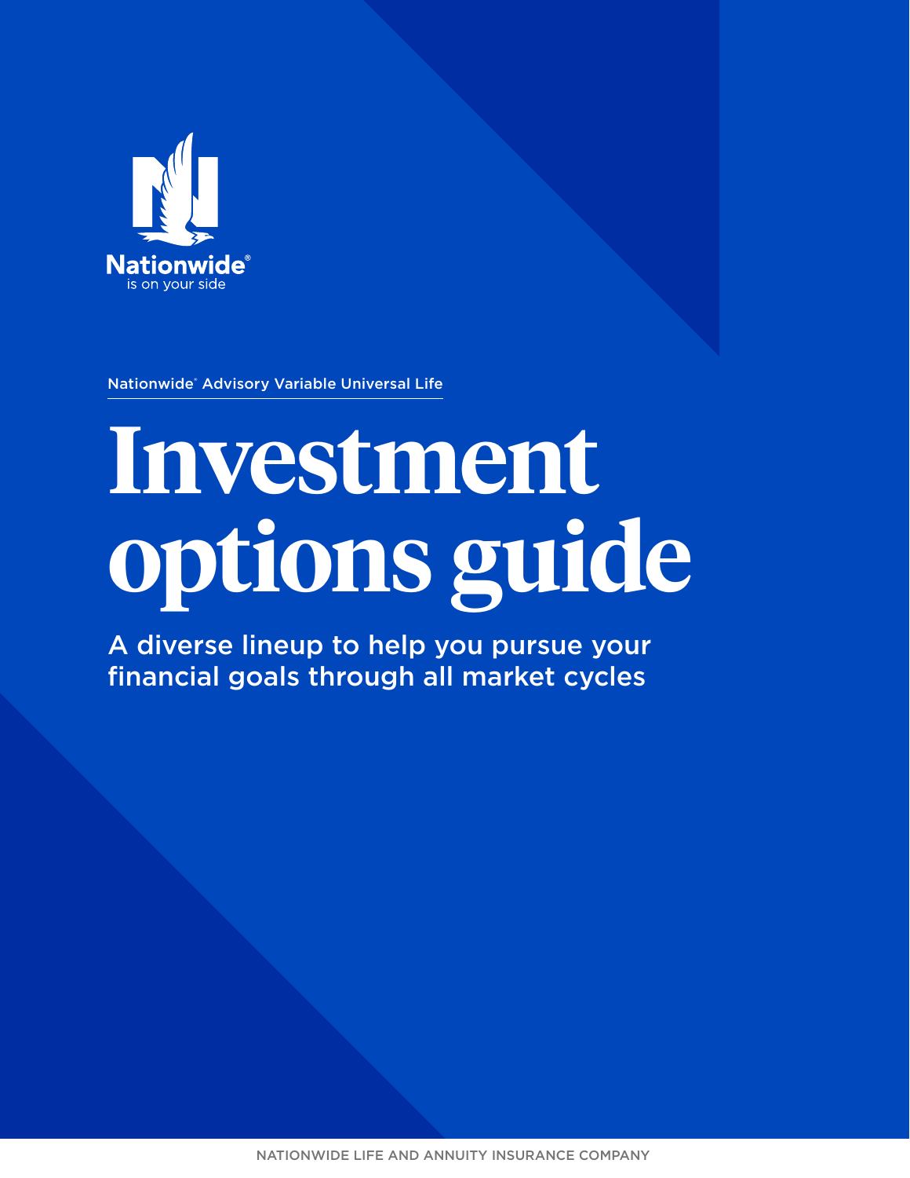Nationwide®
is on your side

Nationwide® Advisory Variable Universal Life

# Investment options guide

A diverse lineup to help you pursue your financial goals through all market cycles

NATIONWIDE LIFE AND ANNUITY INSURANCE COMPANY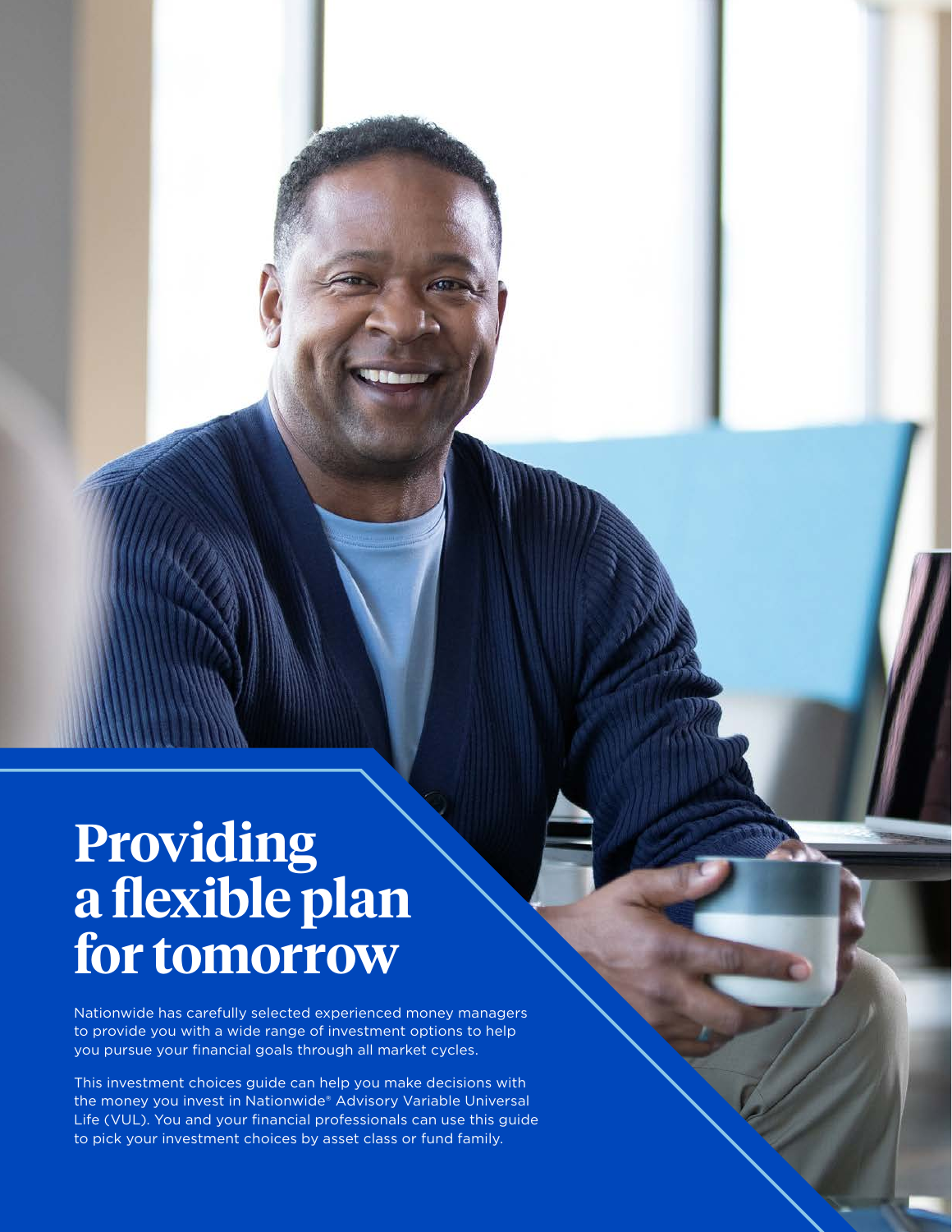# Providing a flexible plan for tomorrow

Nationwide has carefully selected experienced money managers to provide you with a wide range of investment options to help you pursue your financial goals through all market cycles.

This investment choices guide can help you make decisions with the money you invest in Nationwide® Advisory Variable Universal Life (VUL). You and your financial professionals can use this guide to pick your investment choices by asset class or fund family.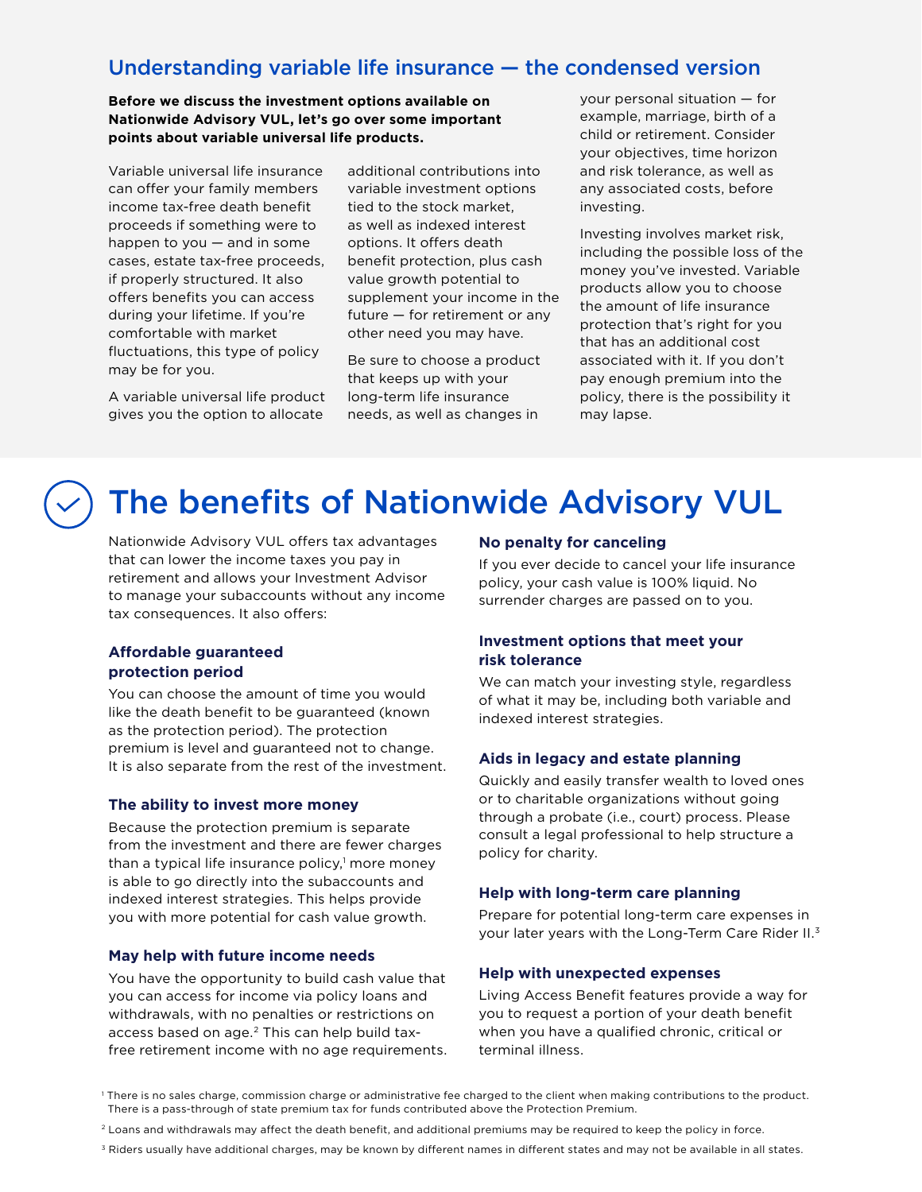## Understanding variable life insurance — the condensed version

**Before we discuss the investment options available on Nationwide Advisory VUL, let's go over some important points about variable universal life products.**

Variable universal life insurance can offer your family members income tax-free death benefit proceeds if something were to happen to you — and in some cases, estate tax-free proceeds, if properly structured. It also offers benefits you can access during your lifetime. If you're comfortable with market fluctuations, this type of policy may be for you.

A variable universal life product gives you the option to allocate additional contributions into variable investment options tied to the stock market, as well as indexed interest options. It offers death benefit protection, plus cash value growth potential to supplement your income in the future — for retirement or any other need you may have.

Be sure to choose a product that keeps up with your long-term life insurance needs, as well as changes in your personal situation — for example, marriage, birth of a child or retirement. Consider your objectives, time horizon and risk tolerance, as well as any associated costs, before investing.

Investing involves market risk, including the possible loss of the money you've invested. Variable products allow you to choose the amount of life insurance protection that's right for you that has an additional cost associated with it. If you don't pay enough premium into the policy, there is the possibility it may lapse.

# The benefits of Nationwide Advisory VUL

Nationwide Advisory VUL offers tax advantages that can lower the income taxes you pay in retirement and allows your Investment Advisor to manage your subaccounts without any income tax consequences. It also offers:

### Affordable guaranteed protection period

You can choose the amount of time you would like the death benefit to be guaranteed (known as the protection period). The protection premium is level and guaranteed not to change. It is also separate from the rest of the investment.

### The ability to invest more money

Because the protection premium is separate from the investment and there are fewer charges than a typical life insurance policy,[1] more money is able to go directly into the subaccounts and indexed interest strategies. This helps provide you with more potential for cash value growth.

### May help with future income needs

You have the opportunity to build cash value that you can access for income via policy loans and withdrawals, with no penalties or restrictions on access based on age.[2] This can help build tax-free retirement income with no age requirements.

### No penalty for canceling

If you ever decide to cancel your life insurance policy, your cash value is 100% liquid. No surrender charges are passed on to you.

### Investment options that meet your risk tolerance

We can match your investing style, regardless of what it may be, including both variable and indexed interest strategies.

### Aids in legacy and estate planning

Quickly and easily transfer wealth to loved ones or to charitable organizations without going through a probate (i.e., court) process. Please consult a legal professional to help structure a policy for charity.

### Help with long-term care planning

Prepare for potential long-term care expenses in your later years with the Long-Term Care Rider II.[3]

### Help with unexpected expenses

Living Access Benefit features provide a way for you to request a portion of your death benefit when you have a qualified chronic, critical or terminal illness.

[1] There is no sales charge, commission charge or administrative fee charged to the client when making contributions to the product. There is a pass-through of state premium tax for funds contributed above the Protection Premium.

[2] Loans and withdrawals may affect the death benefit, and additional premiums may be required to keep the policy in force.

[3] Riders usually have additional charges, may be known by different names in different states and may not be available in all states.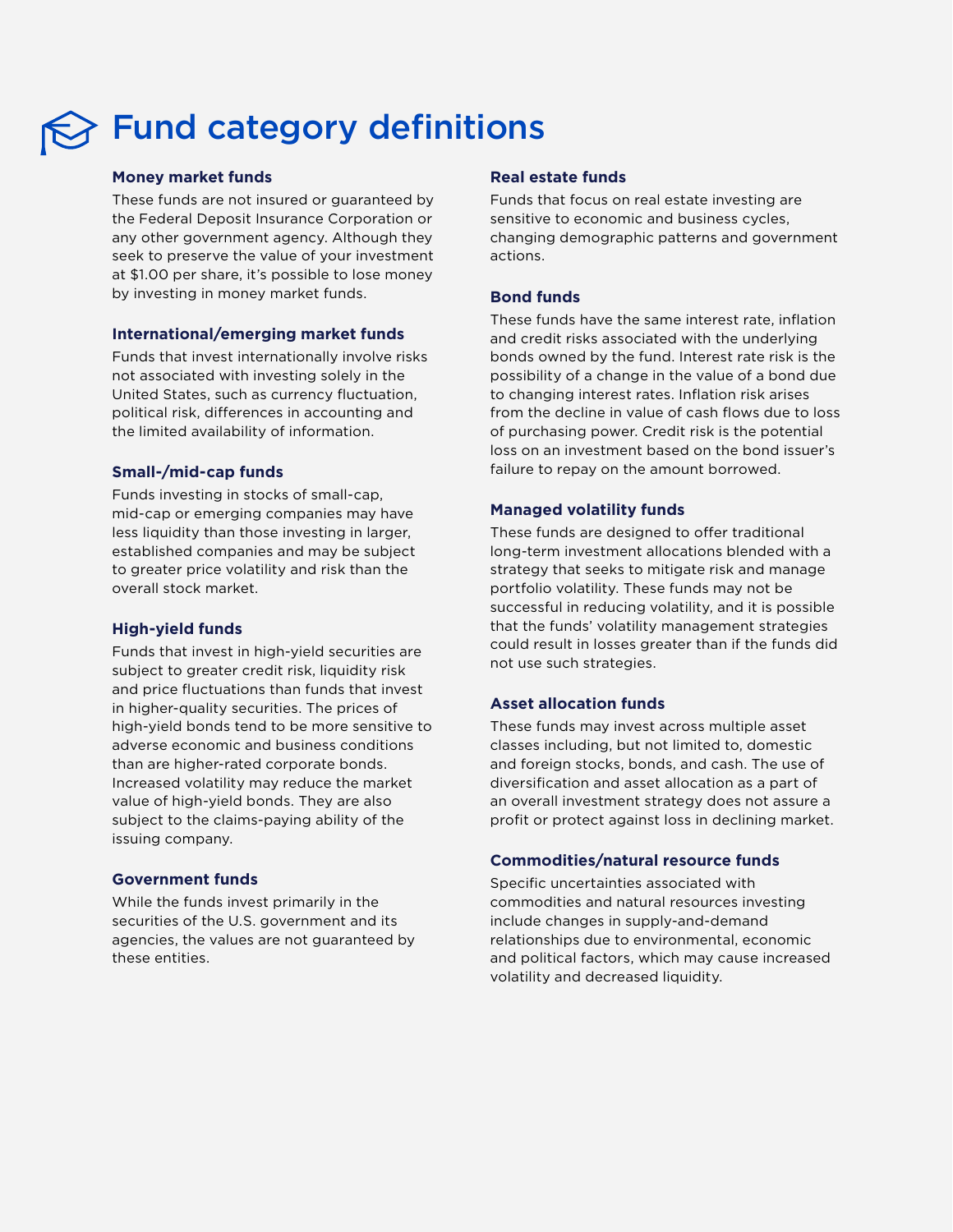# Fund category definitions

### Money market funds

These funds are not insured or guaranteed by the Federal Deposit Insurance Corporation or any other government agency. Although they seek to preserve the value of your investment at $1.00 per share, it's possible to lose money by investing in money market funds.

### International/emerging market funds

Funds that invest internationally involve risks not associated with investing solely in the United States, such as currency fluctuation, political risk, differences in accounting and the limited availability of information.

### Small-/mid-cap funds

Funds investing in stocks of small-cap, mid-cap or emerging companies may have less liquidity than those investing in larger, established companies and may be subject to greater price volatility and risk than the overall stock market.

### High-yield funds

Funds that invest in high-yield securities are subject to greater credit risk, liquidity risk and price fluctuations than funds that invest in higher-quality securities. The prices of high-yield bonds tend to be more sensitive to adverse economic and business conditions than are higher-rated corporate bonds. Increased volatility may reduce the market value of high-yield bonds. They are also subject to the claims-paying ability of the issuing company.

### Government funds

While the funds invest primarily in the securities of the U.S. government and its agencies, the values are not guaranteed by these entities.

### Real estate funds

Funds that focus on real estate investing are sensitive to economic and business cycles, changing demographic patterns and government actions.

### Bond funds

These funds have the same interest rate, inflation and credit risks associated with the underlying bonds owned by the fund. Interest rate risk is the possibility of a change in the value of a bond due to changing interest rates. Inflation risk arises from the decline in value of cash flows due to loss of purchasing power. Credit risk is the potential loss on an investment based on the bond issuer's failure to repay on the amount borrowed.

### Managed volatility funds

These funds are designed to offer traditional long-term investment allocations blended with a strategy that seeks to mitigate risk and manage portfolio volatility. These funds may not be successful in reducing volatility, and it is possible that the funds' volatility management strategies could result in losses greater than if the funds did not use such strategies.

### Asset allocation funds

These funds may invest across multiple asset classes including, but not limited to, domestic and foreign stocks, bonds, and cash. The use of diversification and asset allocation as a part of an overall investment strategy does not assure a profit or protect against loss in declining market.

### Commodities/natural resource funds

Specific uncertainties associated with commodities and natural resources investing include changes in supply-and-demand relationships due to environmental, economic and political factors, which may cause increased volatility and decreased liquidity.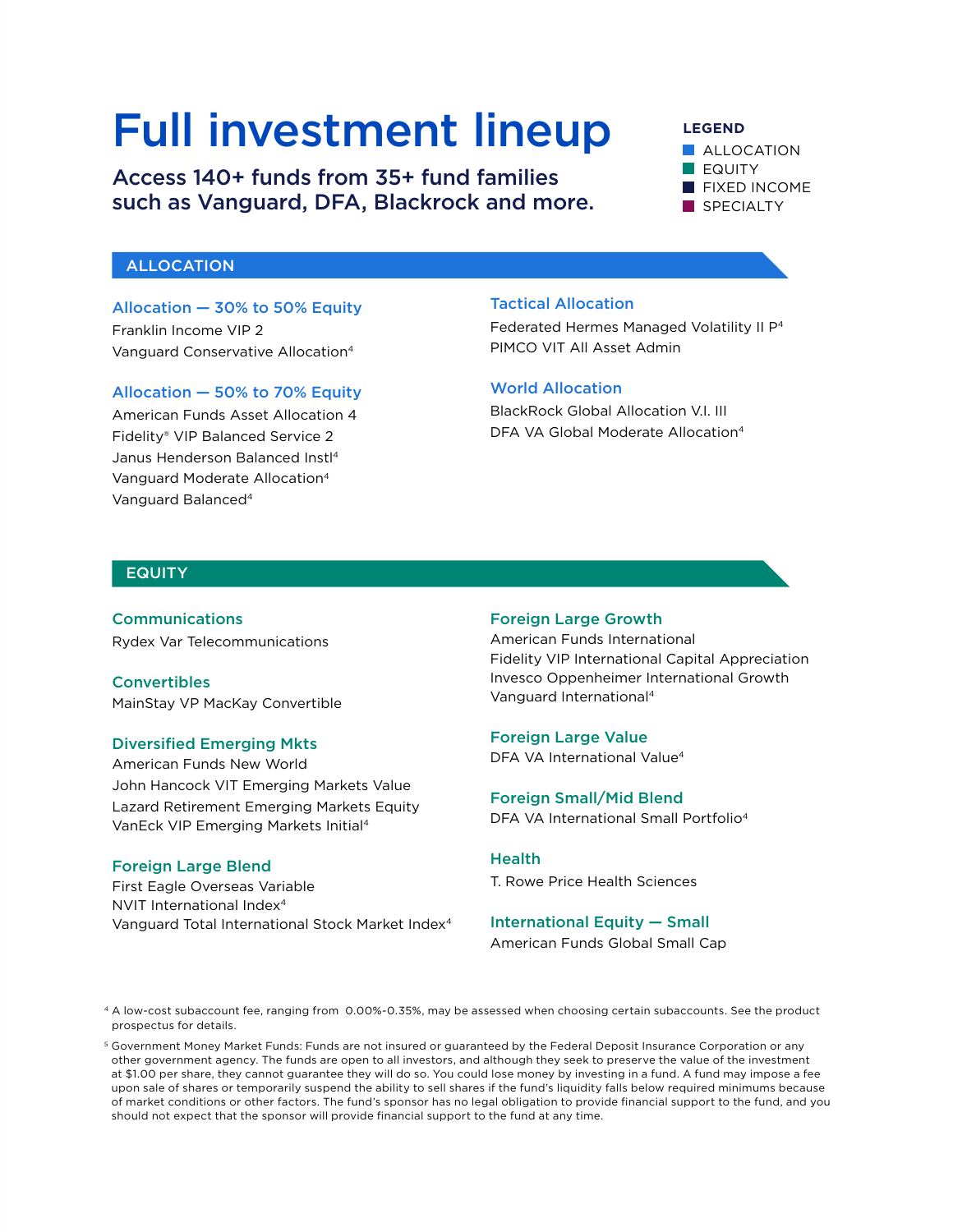# Full investment lineup

**Access 140+ funds from 35+ fund families such as Vanguard, DFA, Blackrock and more.**

**LEGEND**
- ALLOCATION
- EQUITY
- FIXED INCOME
- SPECIALTY

## ALLOCATION

### Allocation — 30% to 50% Equity
Franklin Income VIP 2
Vanguard Conservative Allocation[4]

### Allocation — 50% to 70% Equity
American Funds Asset Allocation 4
Fidelity® VIP Balanced Service 2
Janus Henderson Balanced Instl[4]
Vanguard Moderate Allocation[4]
Vanguard Balanced[4]

### Tactical Allocation
Federated Hermes Managed Volatility II P[4]
PIMCO VIT All Asset Admin

### World Allocation
BlackRock Global Allocation V.I. III
DFA VA Global Moderate Allocation[4]

## EQUITY

### Communications
Rydex Var Telecommunications

### Convertibles
MainStay VP MacKay Convertible

### Diversified Emerging Mkts
American Funds New World
John Hancock VIT Emerging Markets Value
Lazard Retirement Emerging Markets Equity
VanEck VIP Emerging Markets Initial[4]

### Foreign Large Blend
First Eagle Overseas Variable
NVIT International Index[4]
Vanguard Total International Stock Market Index[4]

### Foreign Large Growth
American Funds International
Fidelity VIP International Capital Appreciation
Invesco Oppenheimer International Growth
Vanguard International[4]

### Foreign Large Value
DFA VA International Value[4]

### Foreign Small/Mid Blend
DFA VA International Small Portfolio[4]

### Health
T. Rowe Price Health Sciences

### International Equity — Small
American Funds Global Small Cap

[4] A low-cost subaccount fee, ranging from 0.00%-0.35%, may be assessed when choosing certain subaccounts. See the product prospectus for details.

[5] Government Money Market Funds: Funds are not insured or guaranteed by the Federal Deposit Insurance Corporation or any other government agency. The funds are open to all investors, and although they seek to preserve the value of the investment at $1.00 per share, they cannot guarantee they will do so. You could lose money by investing in a fund. A fund may impose a fee upon sale of shares or temporarily suspend the ability to sell shares if the fund's liquidity falls below required minimums because of market conditions or other factors. The fund's sponsor has no legal obligation to provide financial support to the fund, and you should not expect that the sponsor will provide financial support to the fund at any time.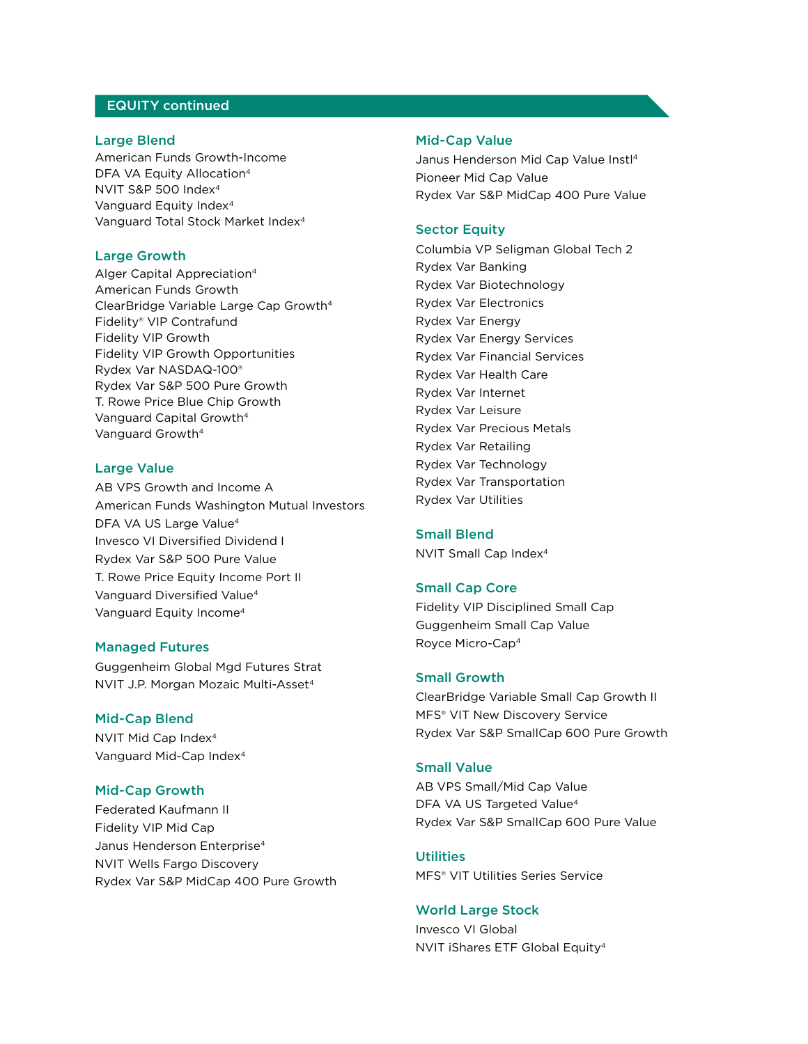## EQUITY continued

### Large Blend

American Funds Growth-Income
DFA VA Equity Allocation[4]
NVIT S&P 500 Index[4]
Vanguard Equity Index[4]
Vanguard Total Stock Market Index[4]

### Large Growth

Alger Capital Appreciation[4]
American Funds Growth
ClearBridge Variable Large Cap Growth[4]
Fidelity® VIP Contrafund
Fidelity VIP Growth
Fidelity VIP Growth Opportunities
Rydex Var NASDAQ-100®
Rydex Var S&P 500 Pure Growth
T. Rowe Price Blue Chip Growth
Vanguard Capital Growth[4]
Vanguard Growth[4]

### Large Value

AB VPS Growth and Income A
American Funds Washington Mutual Investors
DFA VA US Large Value[4]
Invesco VI Diversified Dividend I
Rydex Var S&P 500 Pure Value
T. Rowe Price Equity Income Port II
Vanguard Diversified Value[4]
Vanguard Equity Income[4]

### Managed Futures

Guggenheim Global Mgd Futures Strat
NVIT J.P. Morgan Mozaic Multi-Asset[4]

### Mid-Cap Blend

NVIT Mid Cap Index[4]
Vanguard Mid-Cap Index[4]

### Mid-Cap Growth

Federated Kaufmann II
Fidelity VIP Mid Cap
Janus Henderson Enterprise[4]
NVIT Wells Fargo Discovery
Rydex Var S&P MidCap 400 Pure Growth

### Mid-Cap Value

Janus Henderson Mid Cap Value Instl[4]
Pioneer Mid Cap Value
Rydex Var S&P MidCap 400 Pure Value

### Sector Equity

Columbia VP Seligman Global Tech 2
Rydex Var Banking
Rydex Var Biotechnology
Rydex Var Electronics
Rydex Var Energy
Rydex Var Energy Services
Rydex Var Financial Services
Rydex Var Health Care
Rydex Var Internet
Rydex Var Leisure
Rydex Var Precious Metals
Rydex Var Retailing
Rydex Var Technology
Rydex Var Transportation
Rydex Var Utilities

### Small Blend

NVIT Small Cap Index[4]

### Small Cap Core

Fidelity VIP Disciplined Small Cap
Guggenheim Small Cap Value
Royce Micro-Cap[4]

### Small Growth

ClearBridge Variable Small Cap Growth II
MFS® VIT New Discovery Service
Rydex Var S&P SmallCap 600 Pure Growth

### Small Value

AB VPS Small/Mid Cap Value
DFA VA US Targeted Value[4]
Rydex Var S&P SmallCap 600 Pure Value

### Utilities

MFS® VIT Utilities Series Service

### World Large Stock

Invesco VI Global
NVIT iShares ETF Global Equity[4]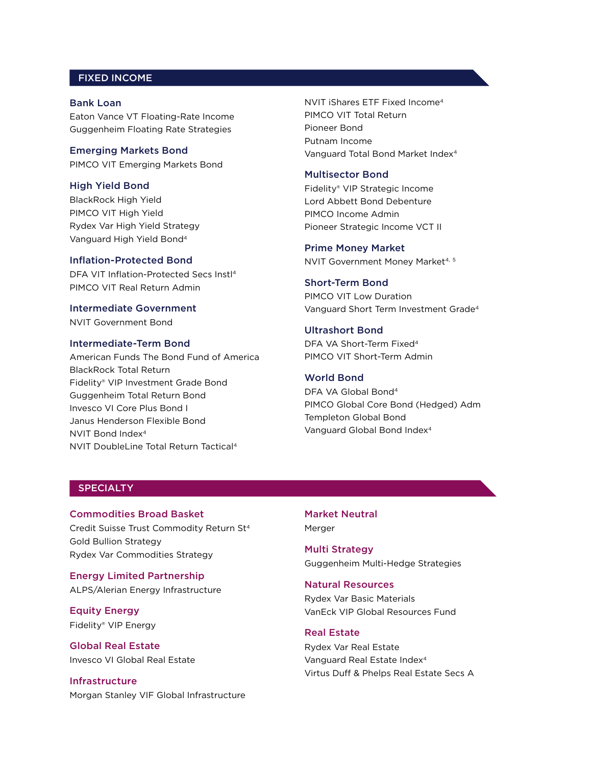## FIXED INCOME

### Bank Loan
Eaton Vance VT Floating-Rate Income
Guggenheim Floating Rate Strategies

### Emerging Markets Bond
PIMCO VIT Emerging Markets Bond

### High Yield Bond
BlackRock High Yield
PIMCO VIT High Yield
Rydex Var High Yield Strategy
Vanguard High Yield Bond[4]

### Inflation-Protected Bond
DFA VIT Inflation-Protected Secs Instl[4]
PIMCO VIT Real Return Admin

### Intermediate Government
NVIT Government Bond

### Intermediate-Term Bond
American Funds The Bond Fund of America
BlackRock Total Return
Fidelity® VIP Investment Grade Bond
Guggenheim Total Return Bond
Invesco VI Core Plus Bond I
Janus Henderson Flexible Bond
NVIT Bond Index[4]
NVIT DoubleLine Total Return Tactical[4]
NVIT iShares ETF Fixed Income[4]
PIMCO VIT Total Return
Pioneer Bond
Putnam Income
Vanguard Total Bond Market Index[4]

### Multisector Bond
Fidelity® VIP Strategic Income
Lord Abbett Bond Debenture
PIMCO Income Admin
Pioneer Strategic Income VCT II

### Prime Money Market
NVIT Government Money Market[4, 5]

### Short-Term Bond
PIMCO VIT Low Duration
Vanguard Short Term Investment Grade[4]

### Ultrashort Bond
DFA VA Short-Term Fixed[4]
PIMCO VIT Short-Term Admin

### World Bond
DFA VA Global Bond[4]
PIMCO Global Core Bond (Hedged) Adm
Templeton Global Bond
Vanguard Global Bond Index[4]

## SPECIALTY

### Commodities Broad Basket
Credit Suisse Trust Commodity Return St[4]
Gold Bullion Strategy
Rydex Var Commodities Strategy

### Energy Limited Partnership
ALPS/Alerian Energy Infrastructure

### Equity Energy
Fidelity® VIP Energy

### Global Real Estate
Invesco VI Global Real Estate

### Infrastructure
Morgan Stanley VIF Global Infrastructure

### Market Neutral
Merger

### Multi Strategy
Guggenheim Multi-Hedge Strategies

### Natural Resources
Rydex Var Basic Materials
VanEck VIP Global Resources Fund

### Real Estate
Rydex Var Real Estate
Vanguard Real Estate Index[4]
Virtus Duff & Phelps Real Estate Secs A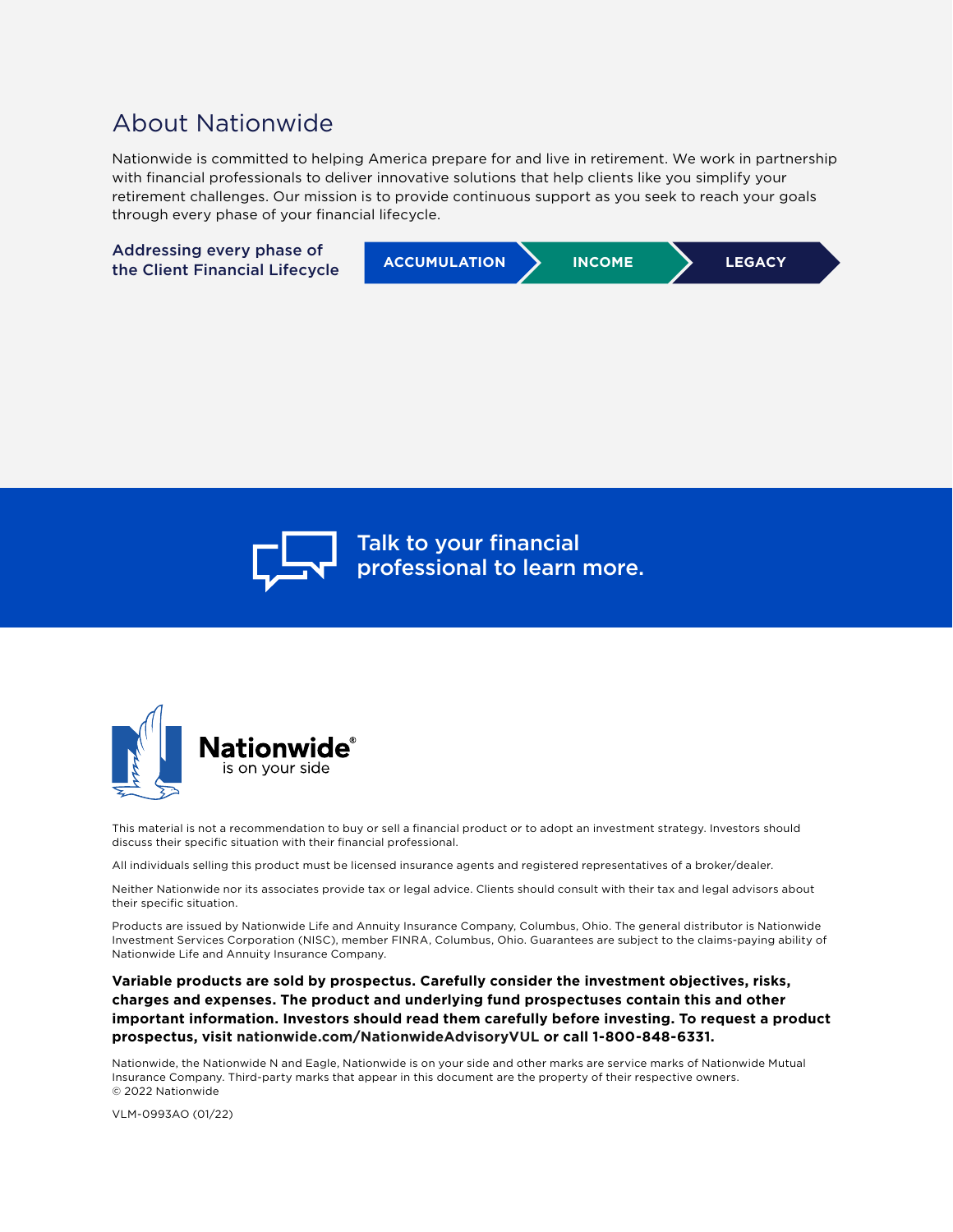## About Nationwide

Nationwide is committed to helping America prepare for and live in retirement. We work in partnership with financial professionals to deliver innovative solutions that help clients like you simplify your retirement challenges. Our mission is to provide continuous support as you seek to reach your goals through every phase of your financial lifecycle.

**Addressing every phase of the Client Financial Lifecycle**

ACCUMULATION → INCOME → LEGACY

**Talk to your financial professional to learn more.**

Nationwide® is on your side

This material is not a recommendation to buy or sell a financial product or to adopt an investment strategy. Investors should discuss their specific situation with their financial professional.

All individuals selling this product must be licensed insurance agents and registered representatives of a broker/dealer.

Neither Nationwide nor its associates provide tax or legal advice. Clients should consult with their tax and legal advisors about their specific situation.

Products are issued by Nationwide Life and Annuity Insurance Company, Columbus, Ohio. The general distributor is Nationwide Investment Services Corporation (NISC), member FINRA, Columbus, Ohio. Guarantees are subject to the claims-paying ability of Nationwide Life and Annuity Insurance Company.

**Variable products are sold by prospectus. Carefully consider the investment objectives, risks, charges and expenses. The product and underlying fund prospectuses contain this and other important information. Investors should read them carefully before investing. To request a product prospectus, visit nationwide.com/NationwideAdvisoryVUL or call 1-800-848-6331.**

Nationwide, the Nationwide N and Eagle, Nationwide is on your side and other marks are service marks of Nationwide Mutual Insurance Company. Third-party marks that appear in this document are the property of their respective owners.
© 2022 Nationwide

VLM-0993AO (01/22)